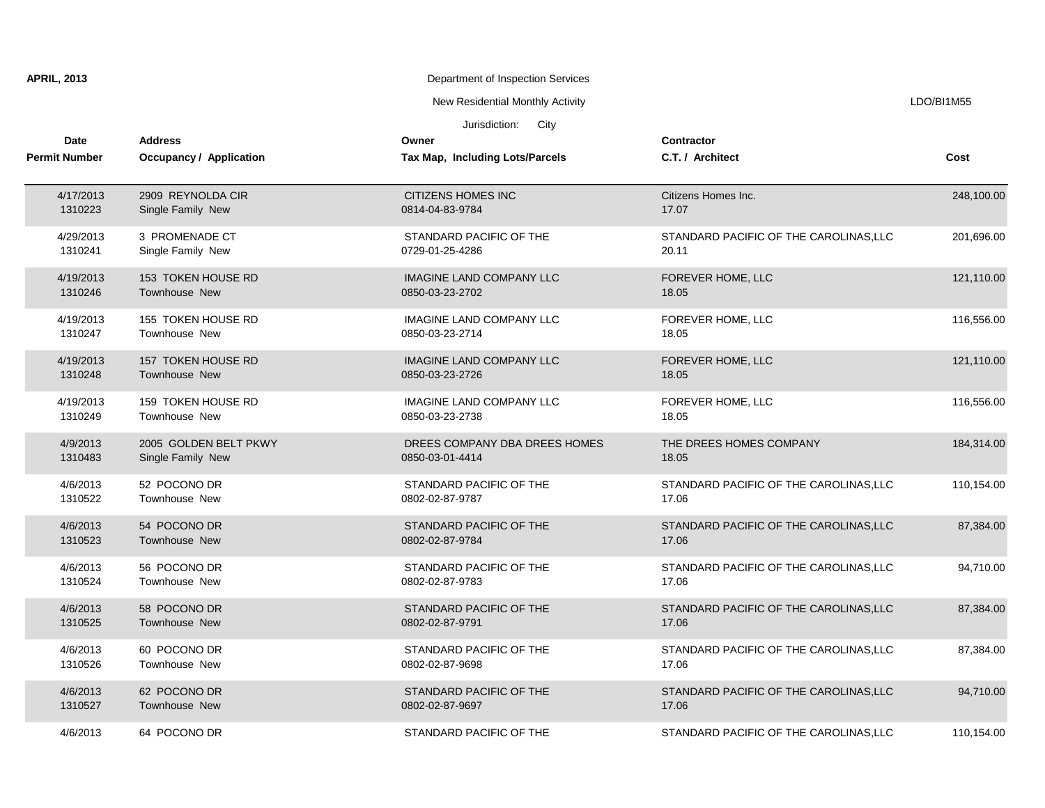**APRIL, 2013**

Department of Inspection Services

New Residential Monthly Activity

LDO/BI1M55

Jurisdiction: City

| Date<br>Permit Number | Address<br>Occupancy / Application | Owner<br>Tax Map, Including Lots/Parcels | Contractor<br>C.T. / Architect | Cost |
|---|---|---|---|---|
| 4/17/2013<br>1310223 | 2909 REYNOLDA CIR<br>Single Family New | CITIZENS HOMES INC<br>0814-04-83-9784 | Citizens Homes Inc.<br>17.07 | 248,100.00 |
| 4/29/2013<br>1310241 | 3 PROMENADE CT<br>Single Family New | STANDARD PACIFIC OF THE<br>0729-01-25-4286 | STANDARD PACIFIC OF THE CAROLINAS,LLC<br>20.11 | 201,696.00 |
| 4/19/2013<br>1310246 | 153 TOKEN HOUSE RD<br>Townhouse New | IMAGINE LAND COMPANY LLC<br>0850-03-23-2702 | FOREVER HOME, LLC<br>18.05 | 121,110.00 |
| 4/19/2013<br>1310247 | 155 TOKEN HOUSE RD<br>Townhouse New | IMAGINE LAND COMPANY LLC<br>0850-03-23-2714 | FOREVER HOME, LLC<br>18.05 | 116,556.00 |
| 4/19/2013<br>1310248 | 157 TOKEN HOUSE RD<br>Townhouse New | IMAGINE LAND COMPANY LLC<br>0850-03-23-2726 | FOREVER HOME, LLC<br>18.05 | 121,110.00 |
| 4/19/2013<br>1310249 | 159 TOKEN HOUSE RD<br>Townhouse New | IMAGINE LAND COMPANY LLC<br>0850-03-23-2738 | FOREVER HOME, LLC<br>18.05 | 116,556.00 |
| 4/9/2013<br>1310483 | 2005 GOLDEN BELT PKWY<br>Single Family New | DREES COMPANY DBA DREES HOMES<br>0850-03-01-4414 | THE DREES HOMES COMPANY<br>18.05 | 184,314.00 |
| 4/6/2013<br>1310522 | 52 POCONO DR<br>Townhouse New | STANDARD PACIFIC OF THE<br>0802-02-87-9787 | STANDARD PACIFIC OF THE CAROLINAS,LLC<br>17.06 | 110,154.00 |
| 4/6/2013<br>1310523 | 54 POCONO DR<br>Townhouse New | STANDARD PACIFIC OF THE<br>0802-02-87-9784 | STANDARD PACIFIC OF THE CAROLINAS,LLC<br>17.06 | 87,384.00 |
| 4/6/2013<br>1310524 | 56 POCONO DR<br>Townhouse New | STANDARD PACIFIC OF THE<br>0802-02-87-9783 | STANDARD PACIFIC OF THE CAROLINAS,LLC<br>17.06 | 94,710.00 |
| 4/6/2013<br>1310525 | 58 POCONO DR<br>Townhouse New | STANDARD PACIFIC OF THE<br>0802-02-87-9791 | STANDARD PACIFIC OF THE CAROLINAS,LLC<br>17.06 | 87,384.00 |
| 4/6/2013<br>1310526 | 60 POCONO DR<br>Townhouse New | STANDARD PACIFIC OF THE<br>0802-02-87-9698 | STANDARD PACIFIC OF THE CAROLINAS,LLC<br>17.06 | 87,384.00 |
| 4/6/2013<br>1310527 | 62 POCONO DR<br>Townhouse New | STANDARD PACIFIC OF THE<br>0802-02-87-9697 | STANDARD PACIFIC OF THE CAROLINAS,LLC<br>17.06 | 94,710.00 |
| 4/6/2013 | 64 POCONO DR | STANDARD PACIFIC OF THE | STANDARD PACIFIC OF THE CAROLINAS,LLC | 110,154.00 |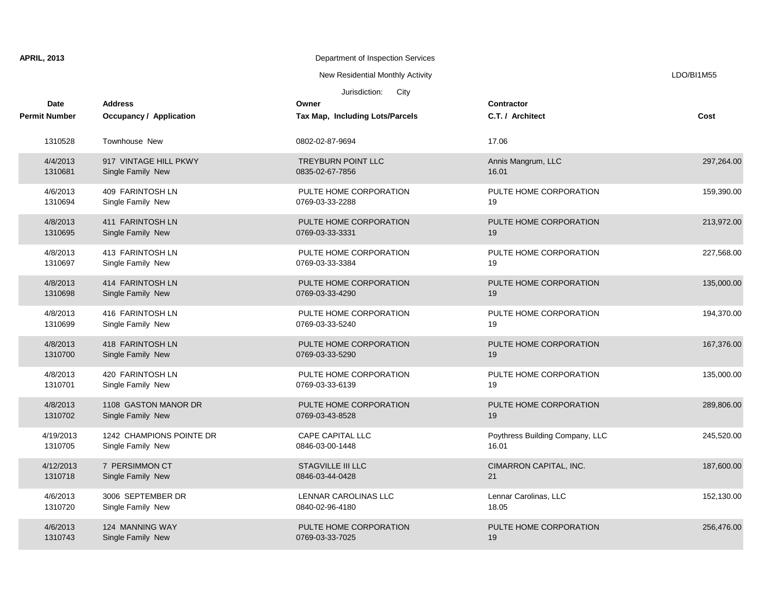**APRIL, 2013**

Department of Inspection Services

New Residential Monthly Activity

LDO/BI1M55

Jurisdiction: City

| Date<br>Permit Number | Address<br>Occupancy / Application | Owner<br>Tax Map, Including Lots/Parcels | Contractor<br>C.T. / Architect | Cost |
|---|---|---|---|---|
| 1310528 | Townhouse New | 0802-02-87-9694 | 17.06 | |
| 4/4/2013<br>1310681 | 917 VINTAGE HILL PKWY<br>Single Family New | TREYBURN POINT LLC<br>0835-02-67-7856 | Annis Mangrum, LLC<br>16.01 | 297,264.00 |
| 4/6/2013<br>1310694 | 409 FARINTOSH LN<br>Single Family New | PULTE HOME CORPORATION<br>0769-03-33-2288 | PULTE HOME CORPORATION<br>19 | 159,390.00 |
| 4/8/2013<br>1310695 | 411 FARINTOSH LN<br>Single Family New | PULTE HOME CORPORATION<br>0769-03-33-3331 | PULTE HOME CORPORATION<br>19 | 213,972.00 |
| 4/8/2013<br>1310697 | 413 FARINTOSH LN<br>Single Family New | PULTE HOME CORPORATION<br>0769-03-33-3384 | PULTE HOME CORPORATION<br>19 | 227,568.00 |
| 4/8/2013<br>1310698 | 414 FARINTOSH LN<br>Single Family New | PULTE HOME CORPORATION<br>0769-03-33-4290 | PULTE HOME CORPORATION<br>19 | 135,000.00 |
| 4/8/2013<br>1310699 | 416 FARINTOSH LN<br>Single Family New | PULTE HOME CORPORATION<br>0769-03-33-5240 | PULTE HOME CORPORATION<br>19 | 194,370.00 |
| 4/8/2013<br>1310700 | 418 FARINTOSH LN<br>Single Family New | PULTE HOME CORPORATION<br>0769-03-33-5290 | PULTE HOME CORPORATION<br>19 | 167,376.00 |
| 4/8/2013<br>1310701 | 420 FARINTOSH LN<br>Single Family New | PULTE HOME CORPORATION<br>0769-03-33-6139 | PULTE HOME CORPORATION<br>19 | 135,000.00 |
| 4/8/2013<br>1310702 | 1108 GASTON MANOR DR<br>Single Family New | PULTE HOME CORPORATION<br>0769-03-43-8528 | PULTE HOME CORPORATION<br>19 | 289,806.00 |
| 4/19/2013<br>1310705 | 1242 CHAMPIONS POINTE DR<br>Single Family New | CAPE CAPITAL LLC<br>0846-03-00-1448 | Poythress Building Company, LLC<br>16.01 | 245,520.00 |
| 4/12/2013<br>1310718 | 7 PERSIMMON CT<br>Single Family New | STAGVILLE III LLC<br>0846-03-44-0428 | CIMARRON CAPITAL, INC.<br>21 | 187,600.00 |
| 4/6/2013<br>1310720 | 3006 SEPTEMBER DR<br>Single Family New | LENNAR CAROLINAS LLC<br>0840-02-96-4180 | Lennar Carolinas, LLC<br>18.05 | 152,130.00 |
| 4/6/2013<br>1310743 | 124 MANNING WAY<br>Single Family New | PULTE HOME CORPORATION<br>0769-03-33-7025 | PULTE HOME CORPORATION<br>19 | 256,476.00 |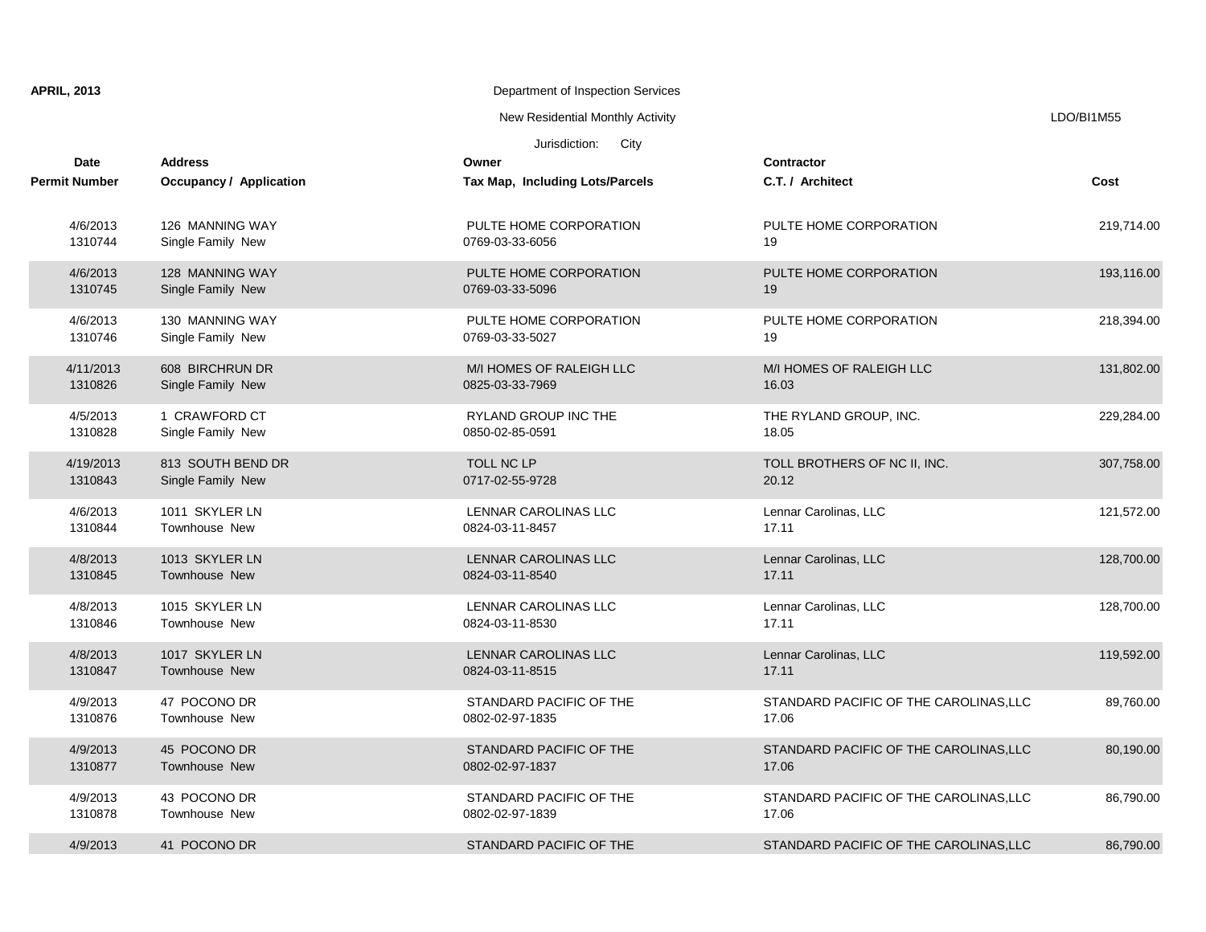**APRIL, 2013**

Department of Inspection Services

New Residential Monthly Activity

LDO/BI1M55

Jurisdiction: City

| Date<br>Permit Number | Address<br>Occupancy / Application | Owner<br>Tax Map, Including Lots/Parcels | Contractor<br>C.T. / Architect | Cost |
|---|---|---|---|---|
| 4/6/2013<br>1310744 | 126 MANNING WAY<br>Single Family New | PULTE HOME CORPORATION<br>0769-03-33-6056 | PULTE HOME CORPORATION<br>19 | 219,714.00 |
| 4/6/2013<br>1310745 | 128 MANNING WAY<br>Single Family New | PULTE HOME CORPORATION<br>0769-03-33-5096 | PULTE HOME CORPORATION<br>19 | 193,116.00 |
| 4/6/2013<br>1310746 | 130 MANNING WAY<br>Single Family New | PULTE HOME CORPORATION<br>0769-03-33-5027 | PULTE HOME CORPORATION<br>19 | 218,394.00 |
| 4/11/2013<br>1310826 | 608 BIRCHRUN DR<br>Single Family New | M/I HOMES OF RALEIGH LLC<br>0825-03-33-7969 | M/I HOMES OF RALEIGH LLC<br>16.03 | 131,802.00 |
| 4/5/2013<br>1310828 | 1 CRAWFORD CT<br>Single Family New | RYLAND GROUP INC THE<br>0850-02-85-0591 | THE RYLAND GROUP, INC.<br>18.05 | 229,284.00 |
| 4/19/2013<br>1310843 | 813 SOUTH BEND DR<br>Single Family New | TOLL NC LP<br>0717-02-55-9728 | TOLL BROTHERS OF NC II, INC.<br>20.12 | 307,758.00 |
| 4/6/2013<br>1310844 | 1011 SKYLER LN<br>Townhouse New | LENNAR CAROLINAS LLC<br>0824-03-11-8457 | Lennar Carolinas, LLC<br>17.11 | 121,572.00 |
| 4/8/2013<br>1310845 | 1013 SKYLER LN<br>Townhouse New | LENNAR CAROLINAS LLC<br>0824-03-11-8540 | Lennar Carolinas, LLC<br>17.11 | 128,700.00 |
| 4/8/2013<br>1310846 | 1015 SKYLER LN<br>Townhouse New | LENNAR CAROLINAS LLC<br>0824-03-11-8530 | Lennar Carolinas, LLC<br>17.11 | 128,700.00 |
| 4/8/2013<br>1310847 | 1017 SKYLER LN<br>Townhouse New | LENNAR CAROLINAS LLC<br>0824-03-11-8515 | Lennar Carolinas, LLC<br>17.11 | 119,592.00 |
| 4/9/2013<br>1310876 | 47 POCONO DR<br>Townhouse New | STANDARD PACIFIC OF THE<br>0802-02-97-1835 | STANDARD PACIFIC OF THE CAROLINAS,LLC<br>17.06 | 89,760.00 |
| 4/9/2013<br>1310877 | 45 POCONO DR<br>Townhouse New | STANDARD PACIFIC OF THE<br>0802-02-97-1837 | STANDARD PACIFIC OF THE CAROLINAS,LLC<br>17.06 | 80,190.00 |
| 4/9/2013<br>1310878 | 43 POCONO DR<br>Townhouse New | STANDARD PACIFIC OF THE<br>0802-02-97-1839 | STANDARD PACIFIC OF THE CAROLINAS,LLC<br>17.06 | 86,790.00 |
| 4/9/2013 | 41 POCONO DR | STANDARD PACIFIC OF THE | STANDARD PACIFIC OF THE CAROLINAS,LLC | 86,790.00 |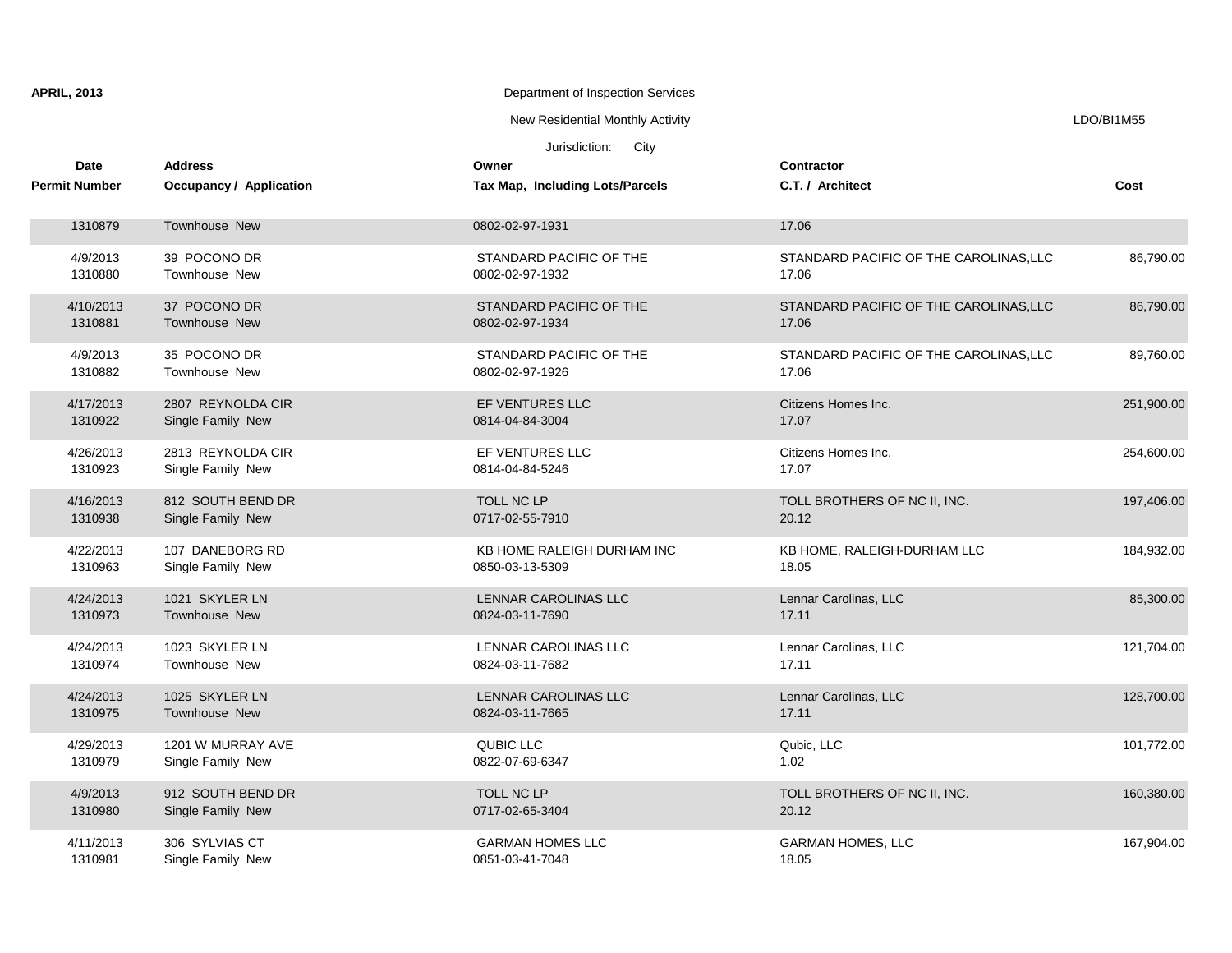**APRIL, 2013**

Department of Inspection Services

New Residential Monthly Activity

LDO/BI1M55

Jurisdiction: City

| Date<br>Permit Number | Address<br>Occupancy / Application | Owner<br>Tax Map, Including Lots/Parcels | Contractor<br>C.T. / Architect | Cost |
|---|---|---|---|---|
| 1310879 | Townhouse New | 0802-02-97-1931 | 17.06 | |
| 4/9/2013<br>1310880 | 39 POCONO DR<br>Townhouse New | STANDARD PACIFIC OF THE<br>0802-02-97-1932 | STANDARD PACIFIC OF THE CAROLINAS,LLC<br>17.06 | 86,790.00 |
| 4/10/2013<br>1310881 | 37 POCONO DR<br>Townhouse New | STANDARD PACIFIC OF THE<br>0802-02-97-1934 | STANDARD PACIFIC OF THE CAROLINAS,LLC<br>17.06 | 86,790.00 |
| 4/9/2013<br>1310882 | 35 POCONO DR<br>Townhouse New | STANDARD PACIFIC OF THE<br>0802-02-97-1926 | STANDARD PACIFIC OF THE CAROLINAS,LLC<br>17.06 | 89,760.00 |
| 4/17/2013<br>1310922 | 2807 REYNOLDA CIR<br>Single Family New | EF VENTURES LLC<br>0814-04-84-3004 | Citizens Homes Inc.<br>17.07 | 251,900.00 |
| 4/26/2013<br>1310923 | 2813 REYNOLDA CIR<br>Single Family New | EF VENTURES LLC<br>0814-04-84-5246 | Citizens Homes Inc.<br>17.07 | 254,600.00 |
| 4/16/2013<br>1310938 | 812 SOUTH BEND DR<br>Single Family New | TOLL NC LP<br>0717-02-55-7910 | TOLL BROTHERS OF NC II, INC.<br>20.12 | 197,406.00 |
| 4/22/2013<br>1310963 | 107 DANEBORG RD<br>Single Family New | KB HOME RALEIGH DURHAM INC<br>0850-03-13-5309 | KB HOME, RALEIGH-DURHAM LLC<br>18.05 | 184,932.00 |
| 4/24/2013<br>1310973 | 1021 SKYLER LN<br>Townhouse New | LENNAR CAROLINAS LLC<br>0824-03-11-7690 | Lennar Carolinas, LLC<br>17.11 | 85,300.00 |
| 4/24/2013<br>1310974 | 1023 SKYLER LN<br>Townhouse New | LENNAR CAROLINAS LLC<br>0824-03-11-7682 | Lennar Carolinas, LLC<br>17.11 | 121,704.00 |
| 4/24/2013<br>1310975 | 1025 SKYLER LN<br>Townhouse New | LENNAR CAROLINAS LLC<br>0824-03-11-7665 | Lennar Carolinas, LLC<br>17.11 | 128,700.00 |
| 4/29/2013<br>1310979 | 1201 W MURRAY AVE<br>Single Family New | QUBIC LLC<br>0822-07-69-6347 | Qubic, LLC<br>1.02 | 101,772.00 |
| 4/9/2013<br>1310980 | 912 SOUTH BEND DR<br>Single Family New | TOLL NC LP<br>0717-02-65-3404 | TOLL BROTHERS OF NC II, INC.<br>20.12 | 160,380.00 |
| 4/11/2013<br>1310981 | 306 SYLVIAS CT<br>Single Family New | GARMAN HOMES LLC<br>0851-03-41-7048 | GARMAN HOMES, LLC<br>18.05 | 167,904.00 |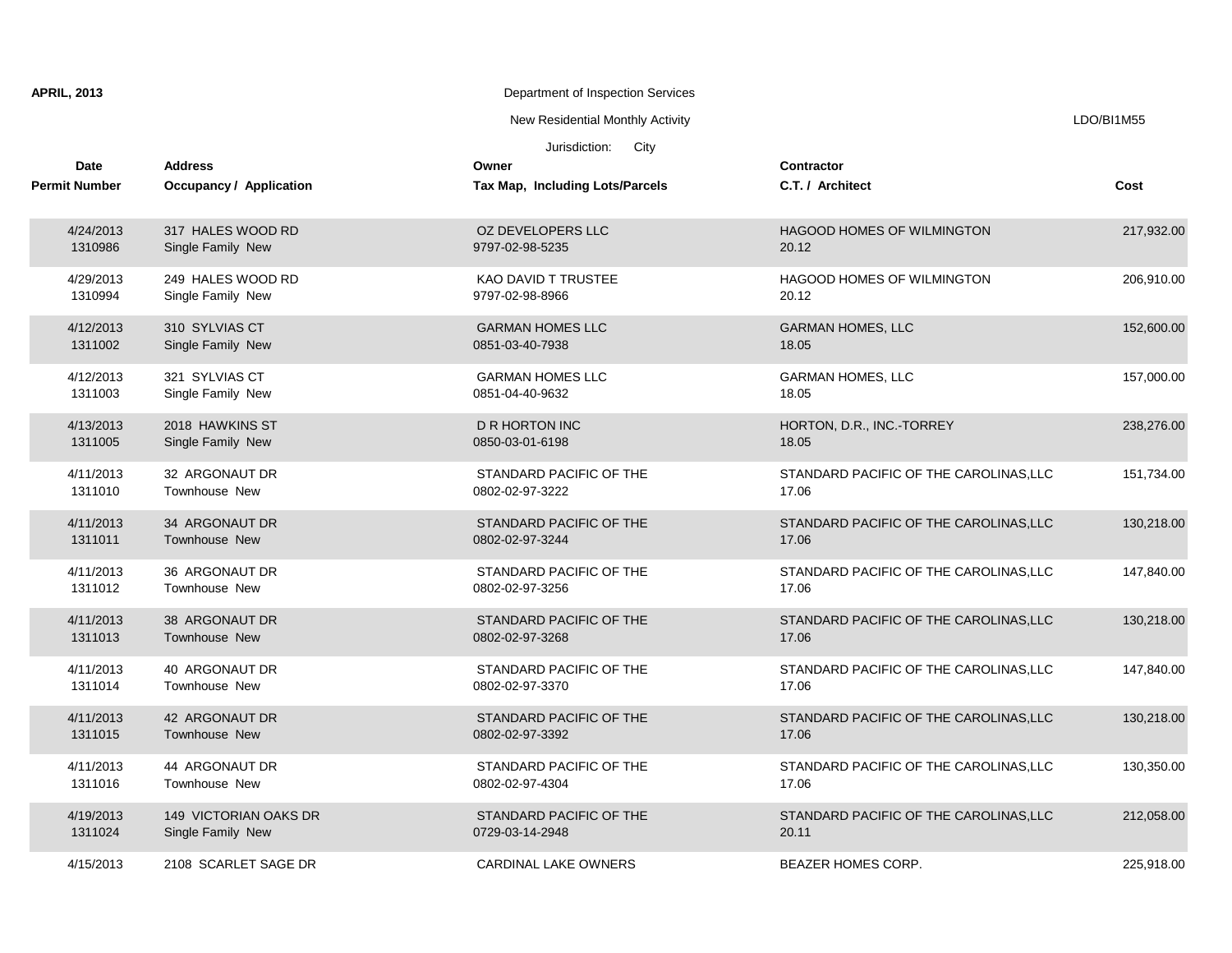**APRIL, 2013**

Department of Inspection Services

New Residential Monthly Activity

LDO/BI1M55

Jurisdiction: City

| Date<br>Permit Number | Address<br>Occupancy / Application | Owner<br>Tax Map, Including Lots/Parcels | Contractor<br>C.T. / Architect | Cost |
|---|---|---|---|---|
| 4/24/2013<br>1310986 | 317 HALES WOOD RD<br>Single Family New | OZ DEVELOPERS LLC<br>9797-02-98-5235 | HAGOOD HOMES OF WILMINGTON<br>20.12 | 217,932.00 |
| 4/29/2013<br>1310994 | 249 HALES WOOD RD<br>Single Family New | KAO DAVID T TRUSTEE<br>9797-02-98-8966 | HAGOOD HOMES OF WILMINGTON<br>20.12 | 206,910.00 |
| 4/12/2013<br>1311002 | 310 SYLVIAS CT<br>Single Family New | GARMAN HOMES LLC<br>0851-03-40-7938 | GARMAN HOMES, LLC<br>18.05 | 152,600.00 |
| 4/12/2013<br>1311003 | 321 SYLVIAS CT<br>Single Family New | GARMAN HOMES LLC<br>0851-04-40-9632 | GARMAN HOMES, LLC<br>18.05 | 157,000.00 |
| 4/13/2013<br>1311005 | 2018 HAWKINS ST<br>Single Family New | D R HORTON INC<br>0850-03-01-6198 | HORTON, D.R., INC.-TORREY<br>18.05 | 238,276.00 |
| 4/11/2013<br>1311010 | 32 ARGONAUT DR<br>Townhouse New | STANDARD PACIFIC OF THE<br>0802-02-97-3222 | STANDARD PACIFIC OF THE CAROLINAS,LLC<br>17.06 | 151,734.00 |
| 4/11/2013<br>1311011 | 34 ARGONAUT DR<br>Townhouse New | STANDARD PACIFIC OF THE<br>0802-02-97-3244 | STANDARD PACIFIC OF THE CAROLINAS,LLC<br>17.06 | 130,218.00 |
| 4/11/2013<br>1311012 | 36 ARGONAUT DR<br>Townhouse New | STANDARD PACIFIC OF THE<br>0802-02-97-3256 | STANDARD PACIFIC OF THE CAROLINAS,LLC<br>17.06 | 147,840.00 |
| 4/11/2013<br>1311013 | 38 ARGONAUT DR<br>Townhouse New | STANDARD PACIFIC OF THE<br>0802-02-97-3268 | STANDARD PACIFIC OF THE CAROLINAS,LLC<br>17.06 | 130,218.00 |
| 4/11/2013<br>1311014 | 40 ARGONAUT DR<br>Townhouse New | STANDARD PACIFIC OF THE<br>0802-02-97-3370 | STANDARD PACIFIC OF THE CAROLINAS,LLC<br>17.06 | 147,840.00 |
| 4/11/2013<br>1311015 | 42 ARGONAUT DR<br>Townhouse New | STANDARD PACIFIC OF THE<br>0802-02-97-3392 | STANDARD PACIFIC OF THE CAROLINAS,LLC<br>17.06 | 130,218.00 |
| 4/11/2013<br>1311016 | 44 ARGONAUT DR<br>Townhouse New | STANDARD PACIFIC OF THE<br>0802-02-97-4304 | STANDARD PACIFIC OF THE CAROLINAS,LLC<br>17.06 | 130,350.00 |
| 4/19/2013<br>1311024 | 149 VICTORIAN OAKS DR<br>Single Family New | STANDARD PACIFIC OF THE<br>0729-03-14-2948 | STANDARD PACIFIC OF THE CAROLINAS,LLC<br>20.11 | 212,058.00 |
| 4/15/2013 | 2108 SCARLET SAGE DR | CARDINAL LAKE OWNERS | BEAZER HOMES CORP. | 225,918.00 |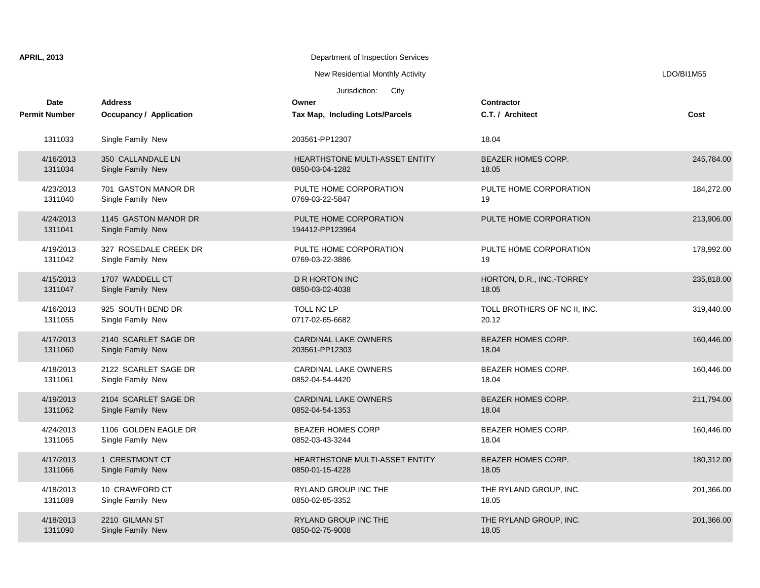**APRIL, 2013**

Department of Inspection Services

New Residential Monthly Activity

LDO/BI1M55

Jurisdiction: City

| Date<br>Permit Number | Address<br>Occupancy / Application | Owner<br>Tax Map, Including Lots/Parcels | Contractor<br>C.T. / Architect | Cost |
|---|---|---|---|---|
| 1311033 | Single Family New | 203561-PP12307 | 18.04 | |
| 4/16/2013<br>1311034 | 350 CALLANDALE LN<br>Single Family New | HEARTHSTONE MULTI-ASSET ENTITY<br>0850-03-04-1282 | BEAZER HOMES CORP.<br>18.05 | 245,784.00 |
| 4/23/2013<br>1311040 | 701 GASTON MANOR DR<br>Single Family New | PULTE HOME CORPORATION<br>0769-03-22-5847 | PULTE HOME CORPORATION<br>19 | 184,272.00 |
| 4/24/2013<br>1311041 | 1145 GASTON MANOR DR<br>Single Family New | PULTE HOME CORPORATION<br>194412-PP123964 | PULTE HOME CORPORATION | 213,906.00 |
| 4/19/2013<br>1311042 | 327 ROSEDALE CREEK DR<br>Single Family New | PULTE HOME CORPORATION<br>0769-03-22-3886 | PULTE HOME CORPORATION<br>19 | 178,992.00 |
| 4/15/2013<br>1311047 | 1707 WADDELL CT<br>Single Family New | D R HORTON INC<br>0850-03-02-4038 | HORTON, D.R., INC.-TORREY<br>18.05 | 235,818.00 |
| 4/16/2013<br>1311055 | 925 SOUTH BEND DR<br>Single Family New | TOLL NC LP<br>0717-02-65-6682 | TOLL BROTHERS OF NC II, INC.<br>20.12 | 319,440.00 |
| 4/17/2013<br>1311060 | 2140 SCARLET SAGE DR<br>Single Family New | CARDINAL LAKE OWNERS<br>203561-PP12303 | BEAZER HOMES CORP.<br>18.04 | 160,446.00 |
| 4/18/2013<br>1311061 | 2122 SCARLET SAGE DR<br>Single Family New | CARDINAL LAKE OWNERS<br>0852-04-54-4420 | BEAZER HOMES CORP.<br>18.04 | 160,446.00 |
| 4/19/2013<br>1311062 | 2104 SCARLET SAGE DR<br>Single Family New | CARDINAL LAKE OWNERS<br>0852-04-54-1353 | BEAZER HOMES CORP.<br>18.04 | 211,794.00 |
| 4/24/2013<br>1311065 | 1106 GOLDEN EAGLE DR<br>Single Family New | BEAZER HOMES CORP<br>0852-03-43-3244 | BEAZER HOMES CORP.<br>18.04 | 160,446.00 |
| 4/17/2013<br>1311066 | 1 CRESTMONT CT<br>Single Family New | HEARTHSTONE MULTI-ASSET ENTITY<br>0850-01-15-4228 | BEAZER HOMES CORP.<br>18.05 | 180,312.00 |
| 4/18/2013<br>1311089 | 10 CRAWFORD CT<br>Single Family New | RYLAND GROUP INC THE<br>0850-02-85-3352 | THE RYLAND GROUP, INC.<br>18.05 | 201,366.00 |
| 4/18/2013<br>1311090 | 2210 GILMAN ST<br>Single Family New | RYLAND GROUP INC THE<br>0850-02-75-9008 | THE RYLAND GROUP, INC.<br>18.05 | 201,366.00 |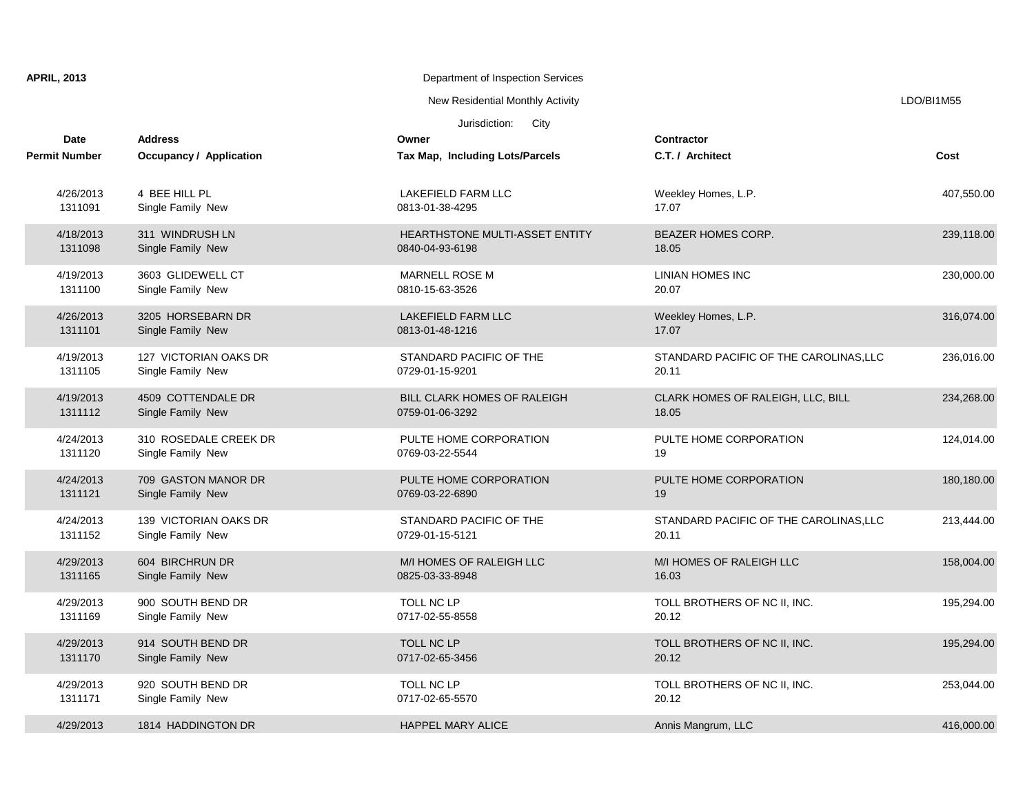**APRIL, 2013**

Department of Inspection Services

New Residential Monthly Activity

LDO/BI1M55

Jurisdiction: City

| Date<br>Permit Number | Address<br>Occupancy / Application | Owner<br>Tax Map, Including Lots/Parcels | Contractor<br>C.T. / Architect | Cost |
|---|---|---|---|---|
| 4/26/2013<br>1311091 | 4 BEE HILL PL<br>Single Family New | LAKEFIELD FARM LLC<br>0813-01-38-4295 | Weekley Homes, L.P.<br>17.07 | 407,550.00 |
| 4/18/2013<br>1311098 | 311 WINDRUSH LN<br>Single Family New | HEARTHSTONE MULTI-ASSET ENTITY<br>0840-04-93-6198 | BEAZER HOMES CORP.<br>18.05 | 239,118.00 |
| 4/19/2013<br>1311100 | 3603 GLIDEWELL CT<br>Single Family New | MARNELL ROSE M<br>0810-15-63-3526 | LINIAN HOMES INC<br>20.07 | 230,000.00 |
| 4/26/2013<br>1311101 | 3205 HORSEBARN DR<br>Single Family New | LAKEFIELD FARM LLC<br>0813-01-48-1216 | Weekley Homes, L.P.<br>17.07 | 316,074.00 |
| 4/19/2013<br>1311105 | 127 VICTORIAN OAKS DR<br>Single Family New | STANDARD PACIFIC OF THE<br>0729-01-15-9201 | STANDARD PACIFIC OF THE CAROLINAS,LLC<br>20.11 | 236,016.00 |
| 4/19/2013<br>1311112 | 4509 COTTENDALE DR<br>Single Family New | BILL CLARK HOMES OF RALEIGH<br>0759-01-06-3292 | CLARK HOMES OF RALEIGH, LLC, BILL<br>18.05 | 234,268.00 |
| 4/24/2013<br>1311120 | 310 ROSEDALE CREEK DR<br>Single Family New | PULTE HOME CORPORATION<br>0769-03-22-5544 | PULTE HOME CORPORATION<br>19 | 124,014.00 |
| 4/24/2013<br>1311121 | 709 GASTON MANOR DR<br>Single Family New | PULTE HOME CORPORATION<br>0769-03-22-6890 | PULTE HOME CORPORATION<br>19 | 180,180.00 |
| 4/24/2013<br>1311152 | 139 VICTORIAN OAKS DR<br>Single Family New | STANDARD PACIFIC OF THE<br>0729-01-15-5121 | STANDARD PACIFIC OF THE CAROLINAS,LLC<br>20.11 | 213,444.00 |
| 4/29/2013<br>1311165 | 604 BIRCHRUN DR<br>Single Family New | M/I HOMES OF RALEIGH LLC<br>0825-03-33-8948 | M/I HOMES OF RALEIGH LLC<br>16.03 | 158,004.00 |
| 4/29/2013<br>1311169 | 900 SOUTH BEND DR<br>Single Family New | TOLL NC LP<br>0717-02-55-8558 | TOLL BROTHERS OF NC II, INC.<br>20.12 | 195,294.00 |
| 4/29/2013<br>1311170 | 914 SOUTH BEND DR<br>Single Family New | TOLL NC LP<br>0717-02-65-3456 | TOLL BROTHERS OF NC II, INC.<br>20.12 | 195,294.00 |
| 4/29/2013<br>1311171 | 920 SOUTH BEND DR<br>Single Family New | TOLL NC LP<br>0717-02-65-5570 | TOLL BROTHERS OF NC II, INC.<br>20.12 | 253,044.00 |
| 4/29/2013 | 1814 HADDINGTON DR | HAPPEL MARY ALICE | Annis Mangrum, LLC | 416,000.00 |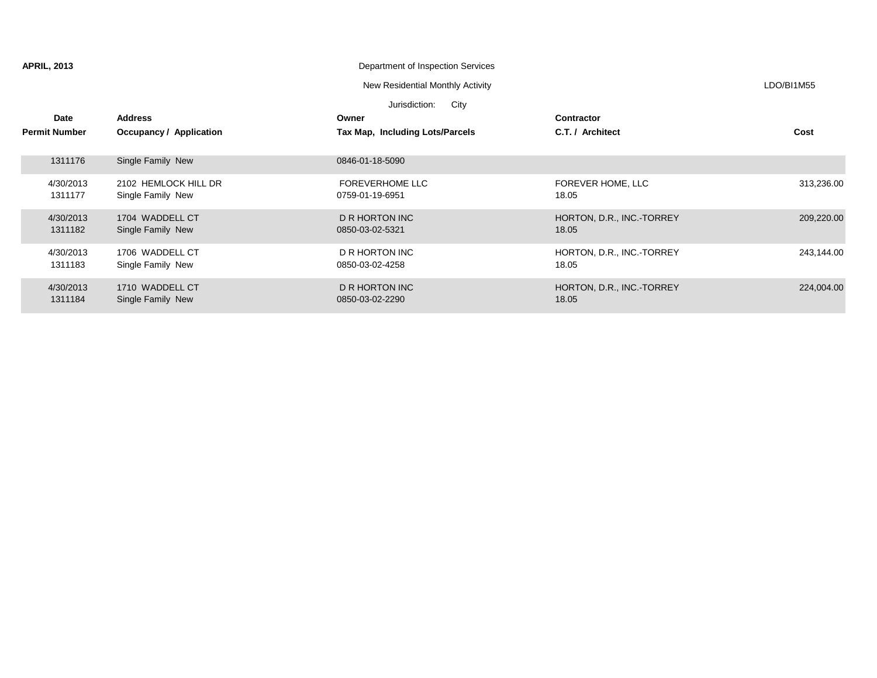**APRIL, 2013**

Department of Inspection Services

New Residential Monthly Activity

LDO/BI1M55

Jurisdiction: City

| Date<br>Permit Number | Address<br>Occupancy / Application | Owner<br>Tax Map, Including Lots/Parcels | Contractor<br>C.T. / Architect | Cost |
|---|---|---|---|---|
| 1311176 | Single Family New | 0846-01-18-5090 | | |
| 4/30/2013<br>1311177 | 2102 HEMLOCK HILL DR<br>Single Family New | FOREVERHOME LLC<br>0759-01-19-6951 | FOREVER HOME, LLC<br>18.05 | 313,236.00 |
| 4/30/2013<br>1311182 | 1704 WADDELL CT<br>Single Family New | D R HORTON INC<br>0850-03-02-5321 | HORTON, D.R., INC.-TORREY<br>18.05 | 209,220.00 |
| 4/30/2013<br>1311183 | 1706 WADDELL CT<br>Single Family New | D R HORTON INC<br>0850-03-02-4258 | HORTON, D.R., INC.-TORREY<br>18.05 | 243,144.00 |
| 4/30/2013<br>1311184 | 1710 WADDELL CT<br>Single Family New | D R HORTON INC<br>0850-03-02-2290 | HORTON, D.R., INC.-TORREY<br>18.05 | 224,004.00 |